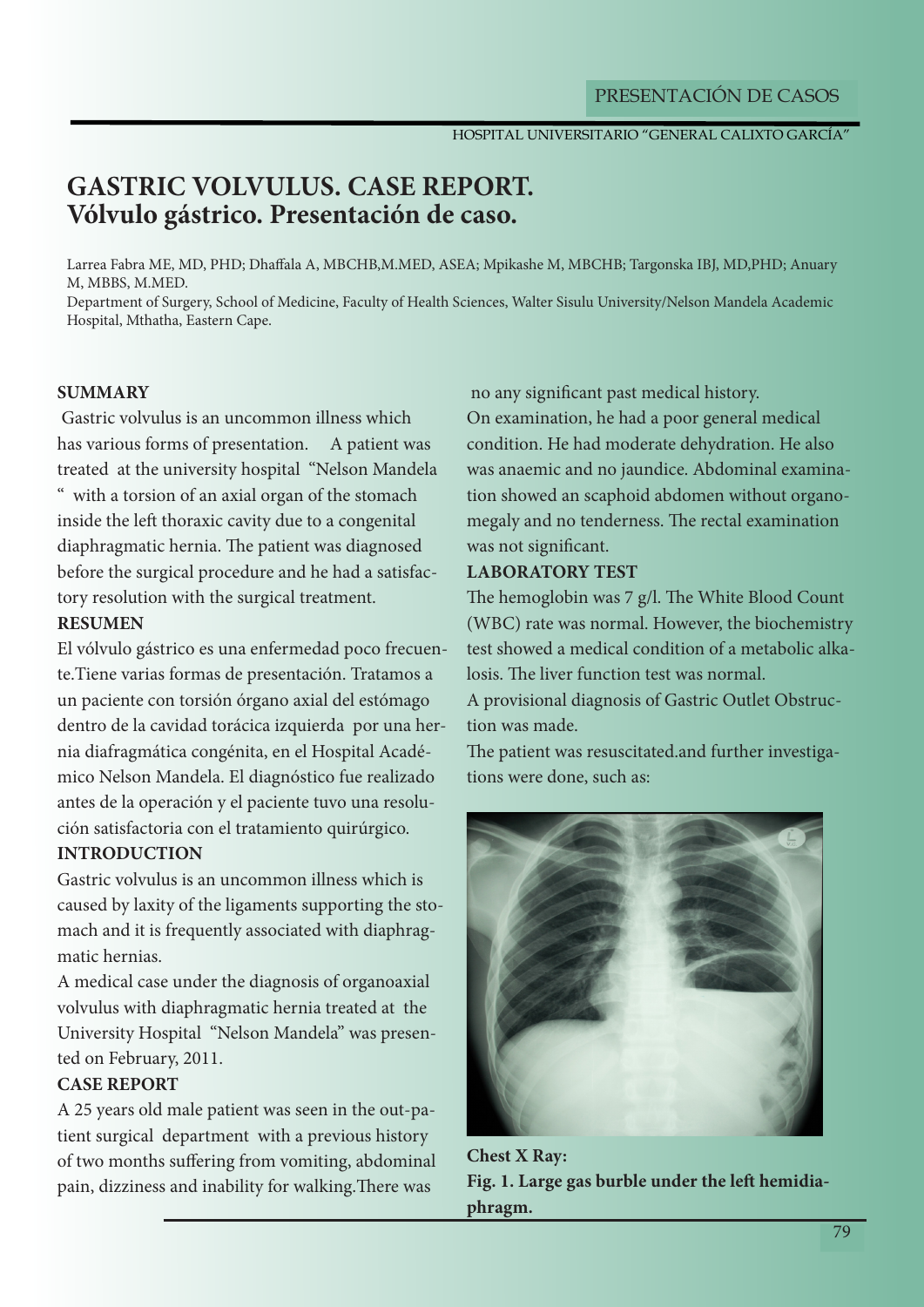# GASTRIC VOLVULUS. CASE REPORT.
# Vólvulo gástrico. Presentación de caso.

Larrea Fabra ME, MD, PHD; Dhaffala A, MBCHB,M.MED, ASEA; Mpikashe M, MBCHB; Targonska IBJ, MD,PHD; Anuary M, MBBS, M.MED.

Department of Surgery, School of Medicine, Faculty of Health Sciences, Walter Sisulu University/Nelson Mandela Academic Hospital, Mthatha, Eastern Cape.

**SUMMARY**

Gastric volvulus is an uncommon illness which has various forms of presentation. A patient was treated at the university hospital "Nelson Mandela " with a torsion of an axial organ of the stomach inside the left thoraxic cavity due to a congenital diaphragmatic hernia. The patient was diagnosed before the surgical procedure and he had a satisfactory resolution with the surgical treatment.

**RESUMEN**

El vólvulo gástrico es una enfermedad poco frecuente.Tiene varias formas de presentación. Tratamos a un paciente con torsión órgano axial del estómago dentro de la cavidad torácica izquierda por una hernia diafragmática congénita, en el Hospital Académico Nelson Mandela. El diagnóstico fue realizado antes de la operación y el paciente tuvo una resolución satisfactoria con el tratamiento quirúrgico.

**INTRODUCTION**

Gastric volvulus is an uncommon illness which is caused by laxity of the ligaments supporting the stomach and it is frequently associated with diaphragmatic hernias.

A medical case under the diagnosis of organoaxial volvulus with diaphragmatic hernia treated at the University Hospital "Nelson Mandela" was presented on February, 2011.

**CASE REPORT**

A 25 years old male patient was seen in the out-patient surgical department with a previous history of two months suffering from vomiting, abdominal pain, dizziness and inability for walking.There was no any significant past medical history.

On examination, he had a poor general medical condition. He had moderate dehydration. He also was anaemic and no jaundice. Abdominal examination showed an scaphoid abdomen without organomegaly and no tenderness. The rectal examination was not significant.

**LABORATORY TEST**

The hemoglobin was 7 g/l. The White Blood Count (WBC) rate was normal. However, the biochemistry test showed a medical condition of a metabolic alkalosis. The liver function test was normal.

A provisional diagnosis of Gastric Outlet Obstruction was made.

The patient was resuscitated.and further investigations were done, such as:

**Chest X Ray:**

**Fig. 1. Large gas burble under the left hemidiaphragm.**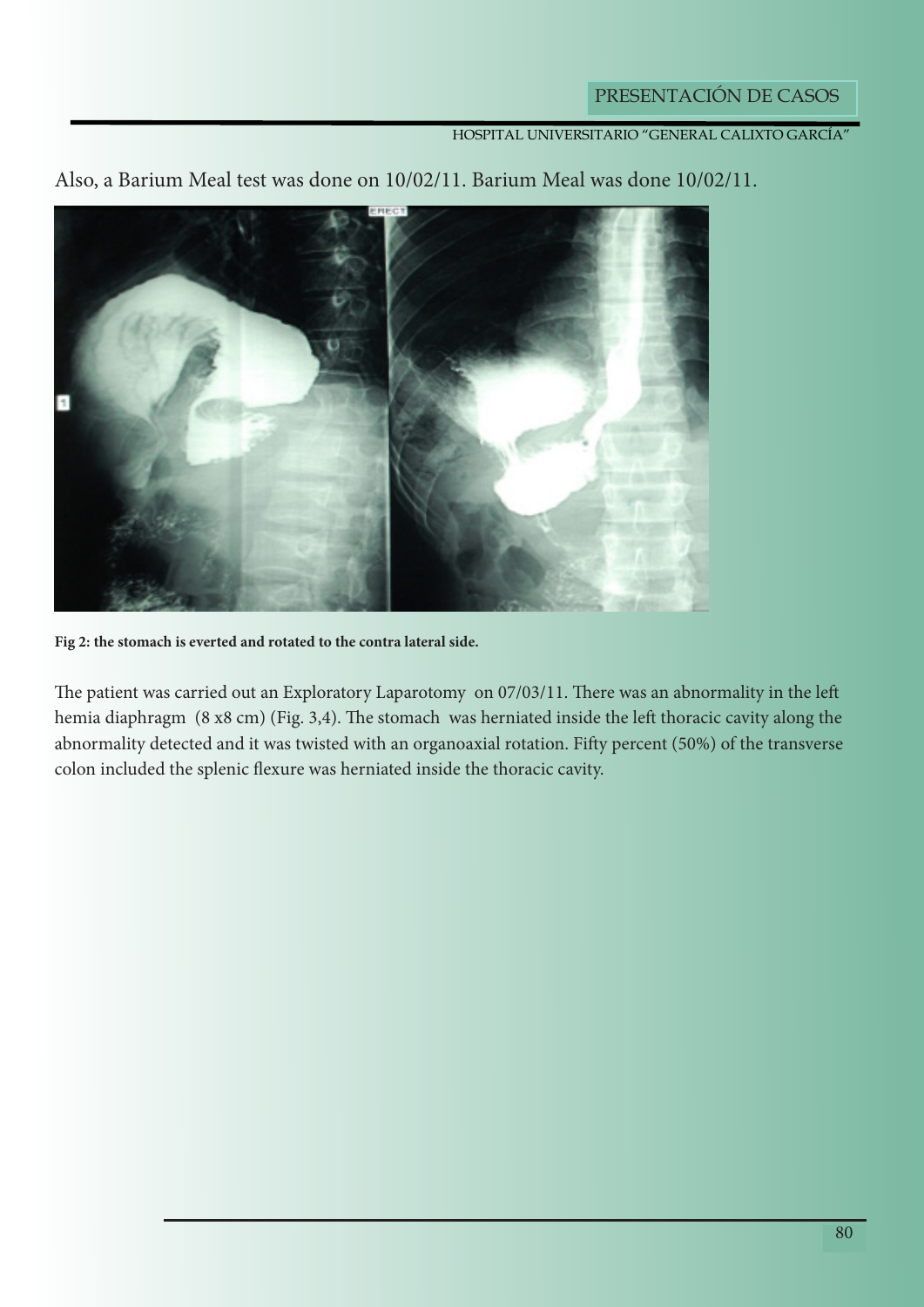Also, a Barium Meal test was done on 10/02/11. Barium Meal was done 10/02/11.

**Fig 2: the stomach is everted and rotated to the contra lateral side.**

The patient was carried out an Exploratory Laparotomy on 07/03/11. There was an abnormality in the left hemia diaphragm (8 x8 cm) (Fig. 3,4). The stomach was herniated inside the left thoracic cavity along the abnormality detected and it was twisted with an organoaxial rotation. Fifty percent (50%) of the transverse colon included the splenic flexure was herniated inside the thoracic cavity.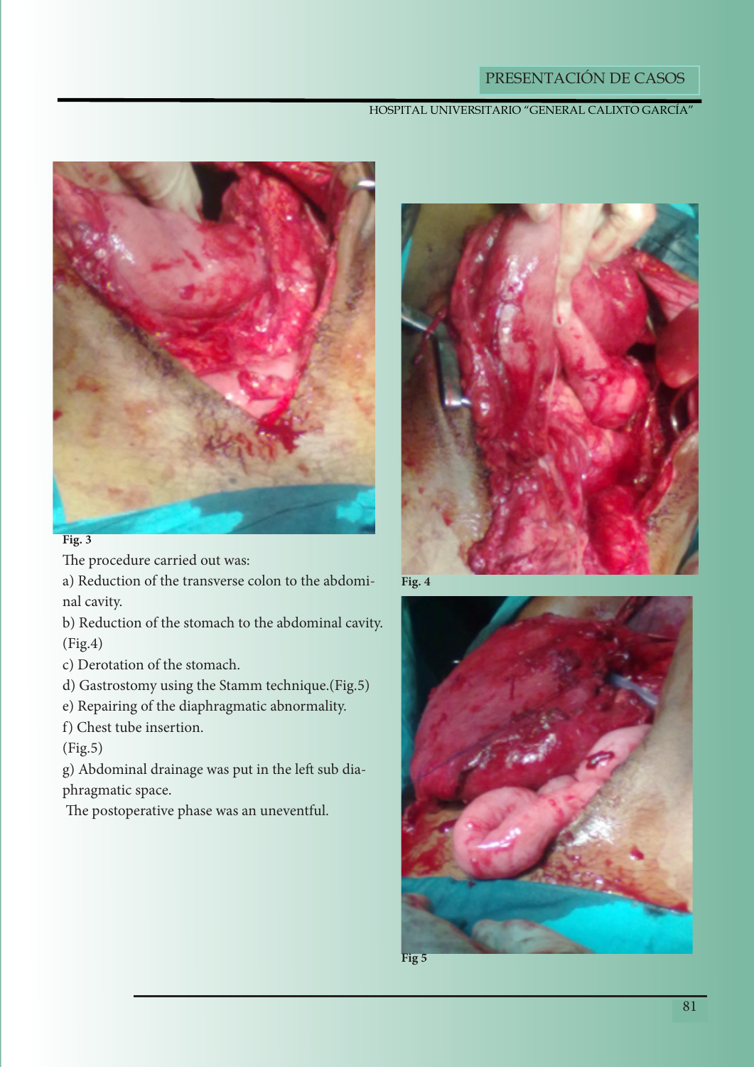Fig. 3

The procedure carried out was:

a) Reduction of the transverse colon to the abdominal cavity.

b) Reduction of the stomach to the abdominal cavity. (Fig.4)

c) Derotation of the stomach.

d) Gastrostomy using the Stamm technique.(Fig.5)

e) Repairing of the diaphragmatic abnormality.

f) Chest tube insertion.

(Fig.5)

g) Abdominal drainage was put in the left sub diaphragmatic space.

The postoperative phase was an uneventful.

Fig. 4

Fig 5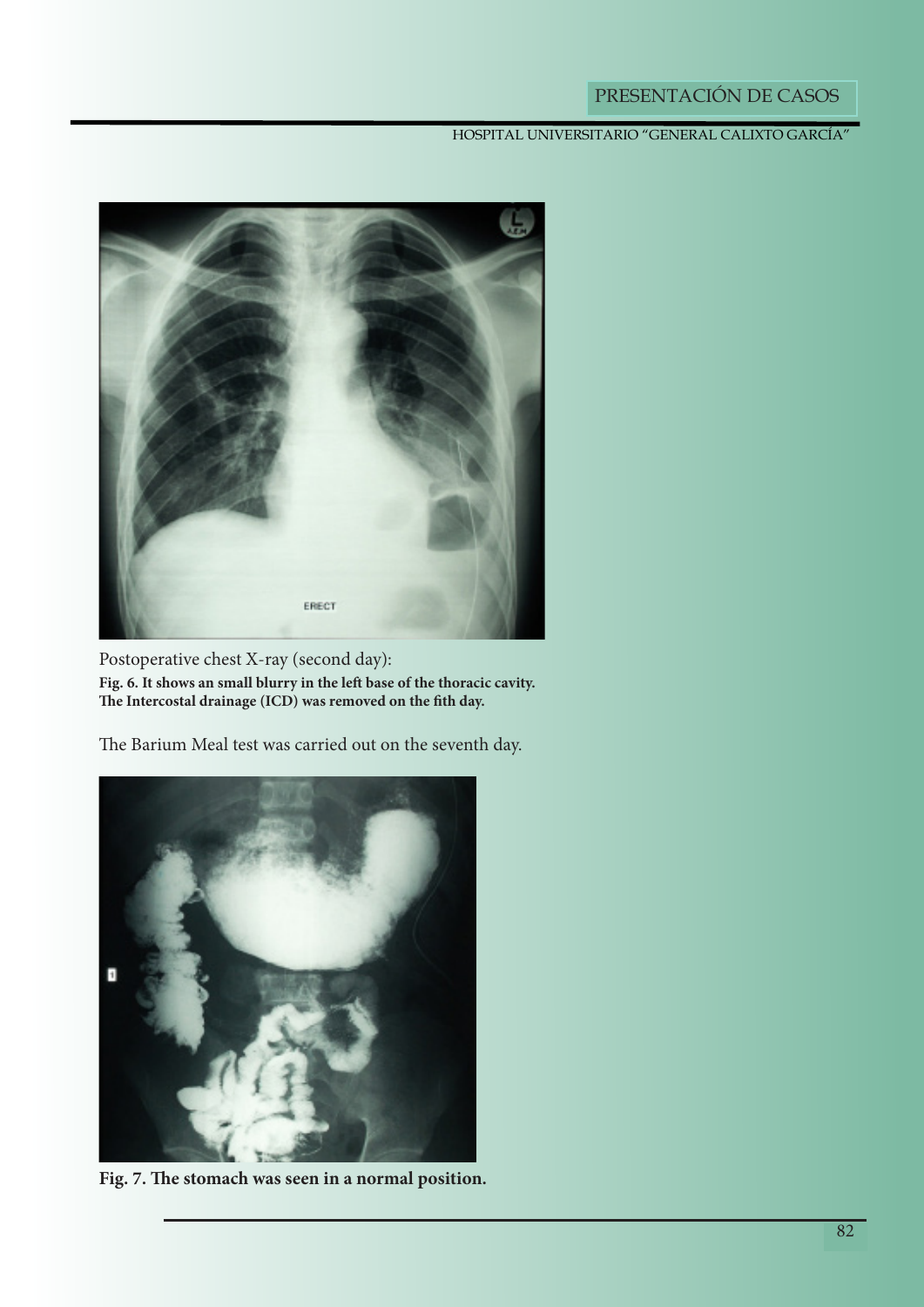Postoperative chest X-ray (second day):

**Fig. 6. It shows an small blurry in the left base of the thoracic cavity. The Intercostal drainage (ICD) was removed on the fith day.**

The Barium Meal test was carried out on the seventh day.

**Fig. 7. The stomach was seen in a normal position.**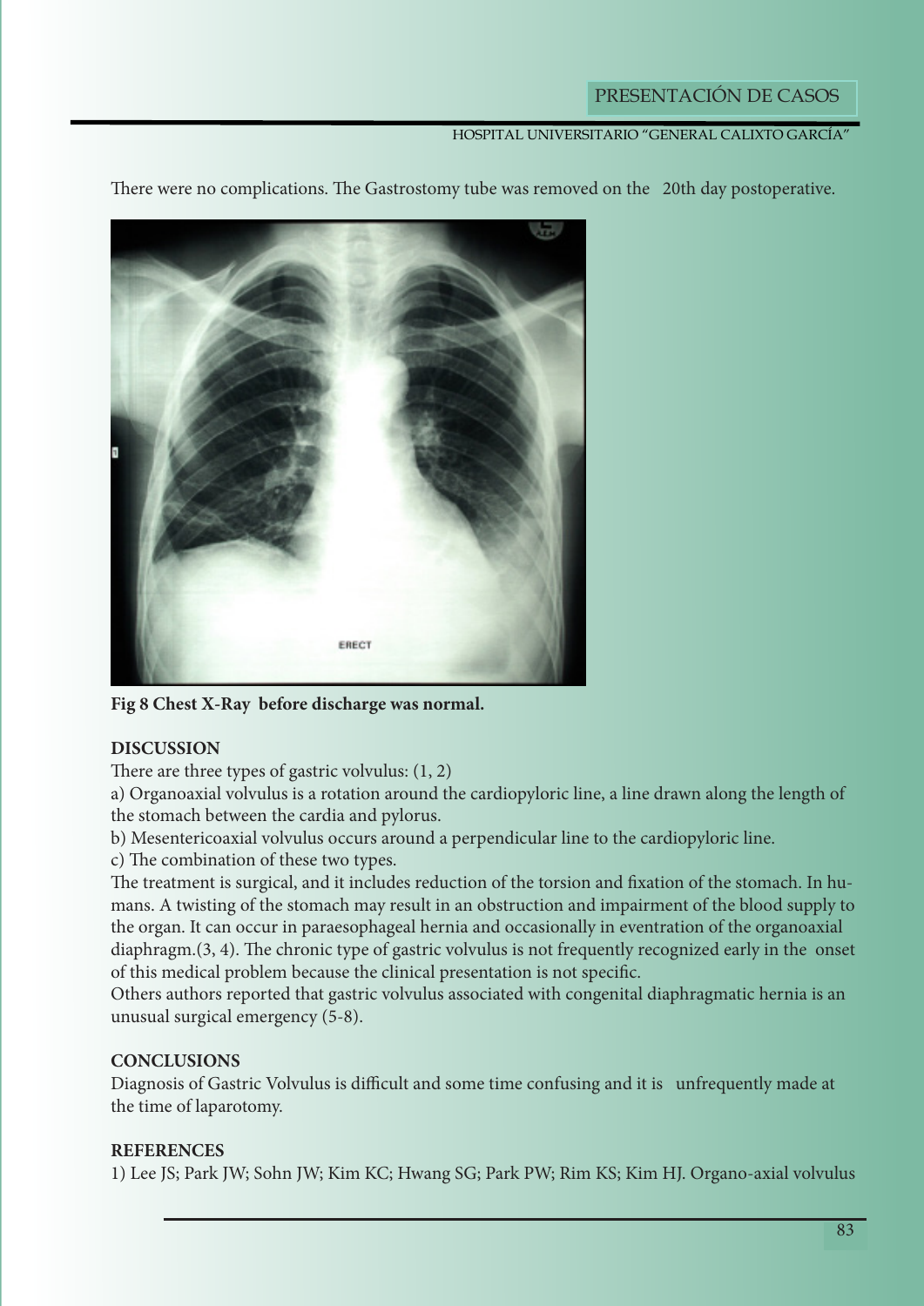There were no complications. The Gastrostomy tube was removed on the 20th day postoperative.

**Fig 8 Chest X-Ray before discharge was normal.**

**DISCUSSION**

There are three types of gastric volvulus: (1, 2)

a) Organoaxial volvulus is a rotation around the cardiopyloric line, a line drawn along the length of the stomach between the cardia and pylorus.

b) Mesentericoaxial volvulus occurs around a perpendicular line to the cardiopyloric line.

c) The combination of these two types.

The treatment is surgical, and it includes reduction of the torsion and fixation of the stomach. In humans. A twisting of the stomach may result in an obstruction and impairment of the blood supply to the organ. It can occur in paraesophageal hernia and occasionally in eventration of the organoaxial diaphragm.(3, 4). The chronic type of gastric volvulus is not frequently recognized early in the onset of this medical problem because the clinical presentation is not specific.

Others authors reported that gastric volvulus associated with congenital diaphragmatic hernia is an unusual surgical emergency (5-8).

**CONCLUSIONS**

Diagnosis of Gastric Volvulus is difficult and some time confusing and it is unfrequently made at the time of laparotomy.

**REFERENCES**

1) Lee JS; Park JW; Sohn JW; Kim KC; Hwang SG; Park PW; Rim KS; Kim HJ. Organo-axial volvulus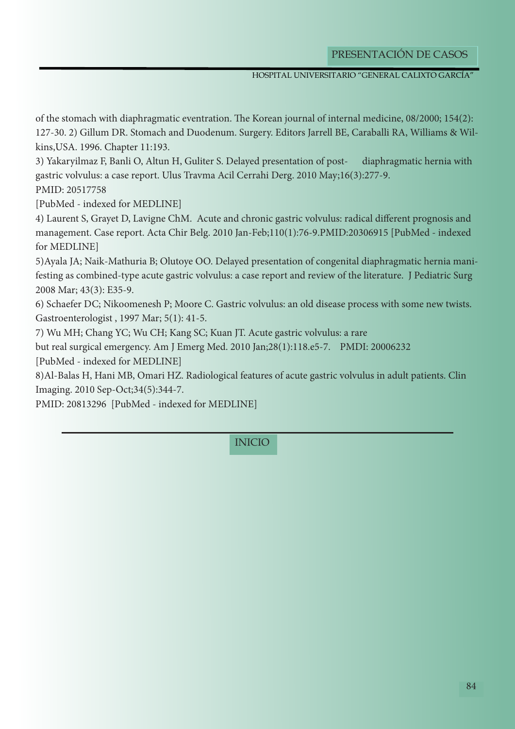of the stomach with diaphragmatic eventration. The Korean journal of internal medicine, 08/2000; 154(2): 127-30. 2) Gillum DR. Stomach and Duodenum. Surgery. Editors Jarrell BE, Caraballi RA, Williams & Wilkins,USA. 1996. Chapter 11:193.

3) Yakaryilmaz F, Banli O, Altun H, Guliter S. Delayed presentation of post- diaphragmatic hernia with gastric volvulus: a case report. Ulus Travma Acil Cerrahi Derg. 2010 May;16(3):277-9.
PMID: 20517758
[PubMed - indexed for MEDLINE]

4) Laurent S, Grayet D, Lavigne ChM. Acute and chronic gastric volvulus: radical different prognosis and management. Case report. Acta Chir Belg. 2010 Jan-Feb;110(1):76-9.PMID:20306915 [PubMed - indexed for MEDLINE]

5)Ayala JA; Naik-Mathuria B; Olutoye OO. Delayed presentation of congenital diaphragmatic hernia manifesting as combined-type acute gastric volvulus: a case report and review of the literature. J Pediatric Surg 2008 Mar; 43(3): E35-9.

6) Schaefer DC; Nikoomenesh P; Moore C. Gastric volvulus: an old disease process with some new twists. Gastroenterologist , 1997 Mar; 5(1): 41-5.

7) Wu MH; Chang YC; Wu CH; Kang SC; Kuan JT. Acute gastric volvulus: a rare
but real surgical emergency. Am J Emerg Med. 2010 Jan;28(1):118.e5-7. PMDI: 20006232
[PubMed - indexed for MEDLINE]

8)Al-Balas H, Hani MB, Omari HZ. Radiological features of acute gastric volvulus in adult patients. Clin Imaging. 2010 Sep-Oct;34(5):344-7.
PMID: 20813296 [PubMed - indexed for MEDLINE]

INICIO